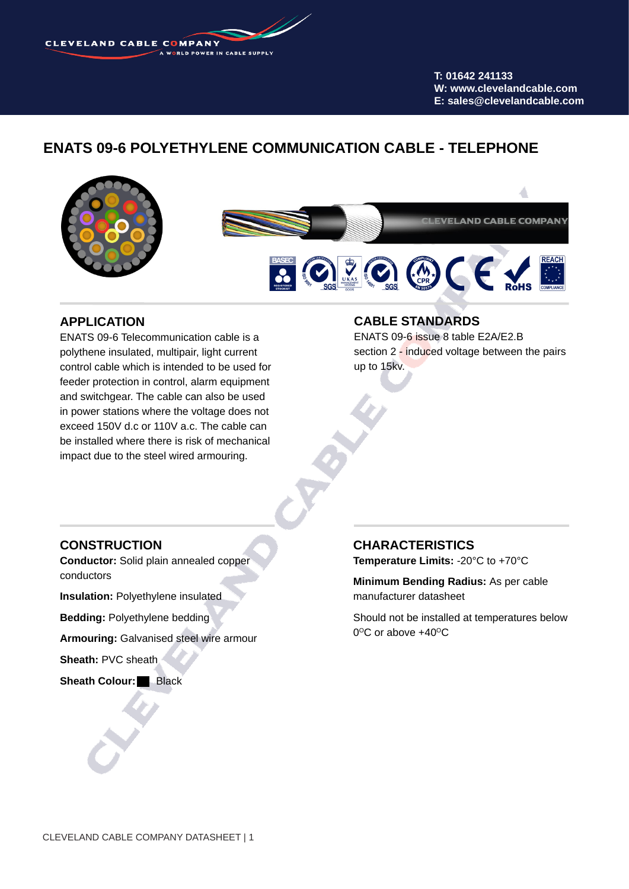CLEVELAND CABLE COMPANY
A WORLD POWER IN CABLE SUPPLY

T: 01642 241133
W: www.clevelandcable.com
E: sales@clevelandcable.com

# ENATS 09-6 POLYETHYLENE COMMUNICATION CABLE - TELEPHONE

## APPLICATION

ENATS 09-6 Telecommunication cable is a polythene insulated, multipair, light current control cable which is intended to be used for feeder protection in control, alarm equipment and switchgear. The cable can also be used in power stations where the voltage does not exceed 150V d.c or 110V a.c. The cable can be installed where there is risk of mechanical impact due to the steel wired armouring.

## CABLE STANDARDS

ENATS 09-6 issue 8 table E2A/E2.B section 2 - induced voltage between the pairs up to 15kv.

## CONSTRUCTION

**Conductor:** Solid plain annealed copper conductors

**Insulation:** Polyethylene insulated

**Bedding:** Polyethylene bedding

**Armouring:** Galvanised steel wire armour

**Sheath:** PVC sheath

**Sheath Colour:** Black

## CHARACTERISTICS

**Temperature Limits:** -20°C to +70°C

**Minimum Bending Radius:** As per cable manufacturer datasheet

Should not be installed at temperatures below 0°C or above +40°C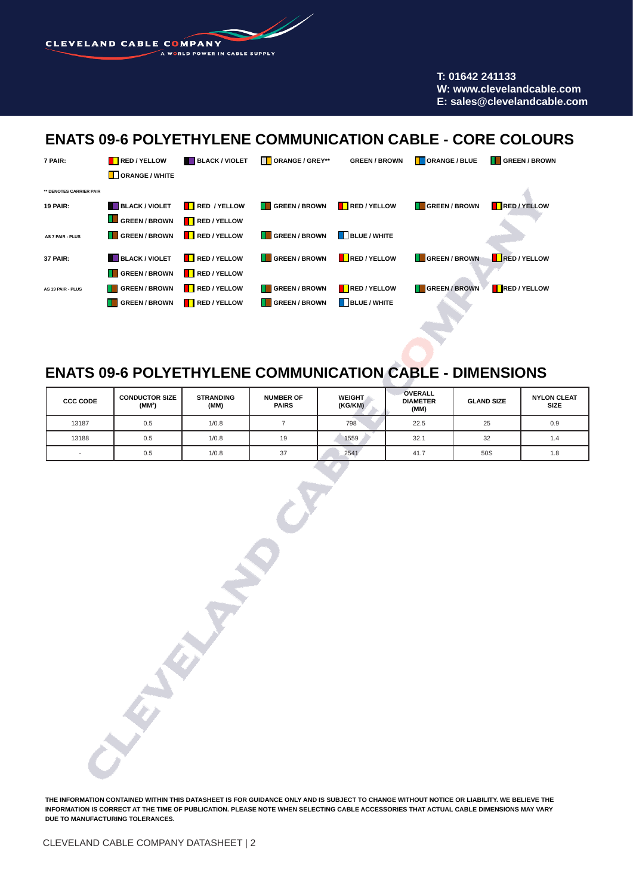## ENATS 09-6 POLYETHYLENE COMMUNICATION CABLE - CORE COLOURS

| | | | | | | |
|---|---|---|---|---|---|---|
| 7 PAIR: | RED / YELLOW | BLACK / VIOLET | ORANGE / GREY** | GREEN / BROWN | ORANGE / BLUE | GREEN / BROWN |
| | ORANGE / WHITE | | | | | |
| ** DENOTES CARRIER PAIR | | | | | | |
| 19 PAIR: | BLACK / VIOLET | RED / YELLOW | GREEN / BROWN | RED / YELLOW | GREEN / BROWN | RED / YELLOW |
| | GREEN / BROWN | RED / YELLOW | | | | |
| AS 7 PAIR - PLUS | GREEN / BROWN | RED / YELLOW | GREEN / BROWN | BLUE / WHITE | | |
| 37 PAIR: | BLACK / VIOLET | RED / YELLOW | GREEN / BROWN | RED / YELLOW | GREEN / BROWN | RED / YELLOW |
| | GREEN / BROWN | RED / YELLOW | | | | |
| AS 19 PAIR - PLUS | GREEN / BROWN | RED / YELLOW | GREEN / BROWN | RED / YELLOW | GREEN / BROWN | RED / YELLOW |
| | GREEN / BROWN | RED / YELLOW | GREEN / BROWN | BLUE / WHITE | | |

## ENATS 09-6 POLYETHYLENE COMMUNICATION CABLE - DIMENSIONS

| CCC CODE | CONDUCTOR SIZE ($MM^2$) | STRANDING (MM) | NUMBER OF PAIRS | WEIGHT (KG/KM) | OVERALL DIAMETER (MM) | GLAND SIZE | NYLON CLEAT SIZE |
|---|---|---|---|---|---|---|---|
| 13187 | 0.5 | 1/0.8 | 7 | 798 | 22.5 | 25 | 0.9 |
| 13188 | 0.5 | 1/0.8 | 19 | 1559 | 32.1 | 32 | 1.4 |
| - | 0.5 | 1/0.8 | 37 | 2541 | 41.7 | 50S | 1.8 |

THE INFORMATION CONTAINED WITHIN THIS DATASHEET IS FOR GUIDANCE ONLY AND IS SUBJECT TO CHANGE WITHOUT NOTICE OR LIABILITY. WE BELIEVE THE INFORMATION IS CORRECT AT THE TIME OF PUBLICATION. PLEASE NOTE WHEN SELECTING CABLE ACCESSORIES THAT ACTUAL CABLE DIMENSIONS MAY VARY DUE TO MANUFACTURING TOLERANCES.